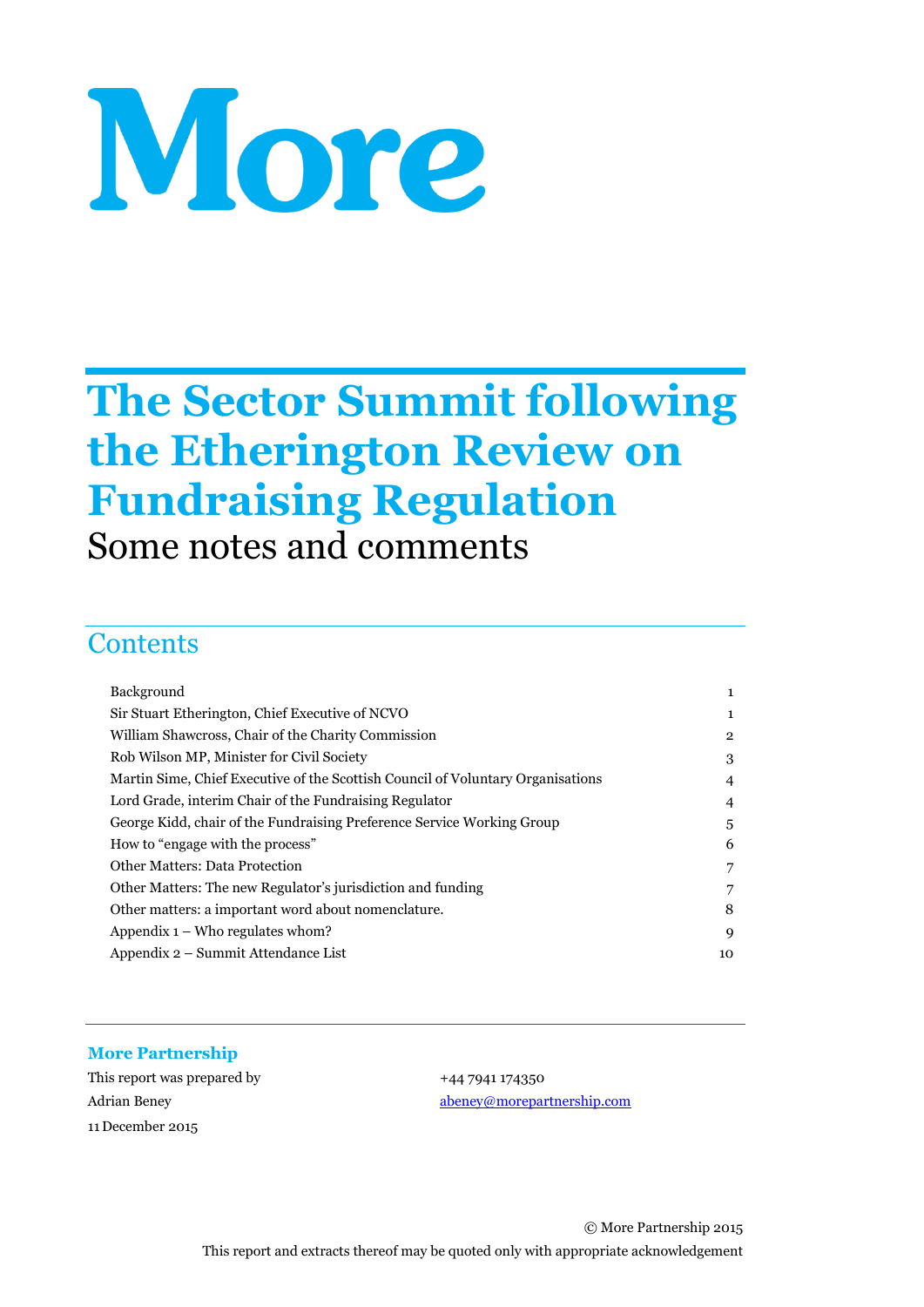# More

# The Sector Summit following the Etherington Review on Fundraising Regulation

## Some notes and comments

## Contents

| | |
|---|---|
| Background | 1 |
| Sir Stuart Etherington, Chief Executive of NCVO | 1 |
| William Shawcross, Chair of the Charity Commission | 2 |
| Rob Wilson MP, Minister for Civil Society | 3 |
| Martin Sime, Chief Executive of the Scottish Council of Voluntary Organisations | 4 |
| Lord Grade, interim Chair of the Fundraising Regulator | 4 |
| George Kidd, chair of the Fundraising Preference Service Working Group | 5 |
| How to "engage with the process" | 6 |
| Other Matters: Data Protection | 7 |
| Other Matters: The new Regulator's jurisdiction and funding | 7 |
| Other matters: a important word about nomenclature. | 8 |
| Appendix 1 – Who regulates whom? | 9 |
| Appendix 2 – Summit Attendance List | 10 |

**More Partnership**

This report was prepared by
Adrian Beney
11 December 2015

+44 7941 174350
abeney@morepartnership.com

© More Partnership 2015

This report and extracts thereof may be quoted only with appropriate acknowledgement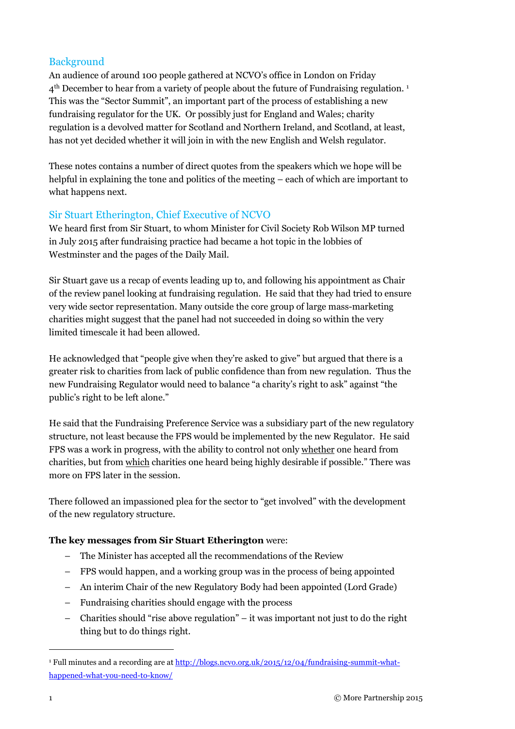## Background

An audience of around 100 people gathered at NCVO's office in London on Friday 4th December to hear from a variety of people about the future of Fundraising regulation. [1] This was the "Sector Summit", an important part of the process of establishing a new fundraising regulator for the UK. Or possibly just for England and Wales; charity regulation is a devolved matter for Scotland and Northern Ireland, and Scotland, at least, has not yet decided whether it will join in with the new English and Welsh regulator.

These notes contains a number of direct quotes from the speakers which we hope will be helpful in explaining the tone and politics of the meeting – each of which are important to what happens next.

## Sir Stuart Etherington, Chief Executive of NCVO

We heard first from Sir Stuart, to whom Minister for Civil Society Rob Wilson MP turned in July 2015 after fundraising practice had became a hot topic in the lobbies of Westminster and the pages of the Daily Mail.

Sir Stuart gave us a recap of events leading up to, and following his appointment as Chair of the review panel looking at fundraising regulation. He said that they had tried to ensure very wide sector representation. Many outside the core group of large mass-marketing charities might suggest that the panel had not succeeded in doing so within the very limited timescale it had been allowed.

He acknowledged that "people give when they're asked to give" but argued that there is a greater risk to charities from lack of public confidence than from new regulation. Thus the new Fundraising Regulator would need to balance "a charity's right to ask" against "the public's right to be left alone."

He said that the Fundraising Preference Service was a subsidiary part of the new regulatory structure, not least because the FPS would be implemented by the new Regulator. He said FPS was a work in progress, with the ability to control not only whether one heard from charities, but from which charities one heard being highly desirable if possible." There was more on FPS later in the session.

There followed an impassioned plea for the sector to "get involved" with the development of the new regulatory structure.

**The key messages from Sir Stuart Etherington** were:

- The Minister has accepted all the recommendations of the Review
- FPS would happen, and a working group was in the process of being appointed
- An interim Chair of the new Regulatory Body had been appointed (Lord Grade)
- Fundraising charities should engage with the process
- Charities should "rise above regulation" – it was important not just to do the right thing but to do things right.

[1] Full minutes and a recording are at http://blogs.ncvo.org.uk/2015/12/04/fundraising-summit-what-happened-what-you-need-to-know/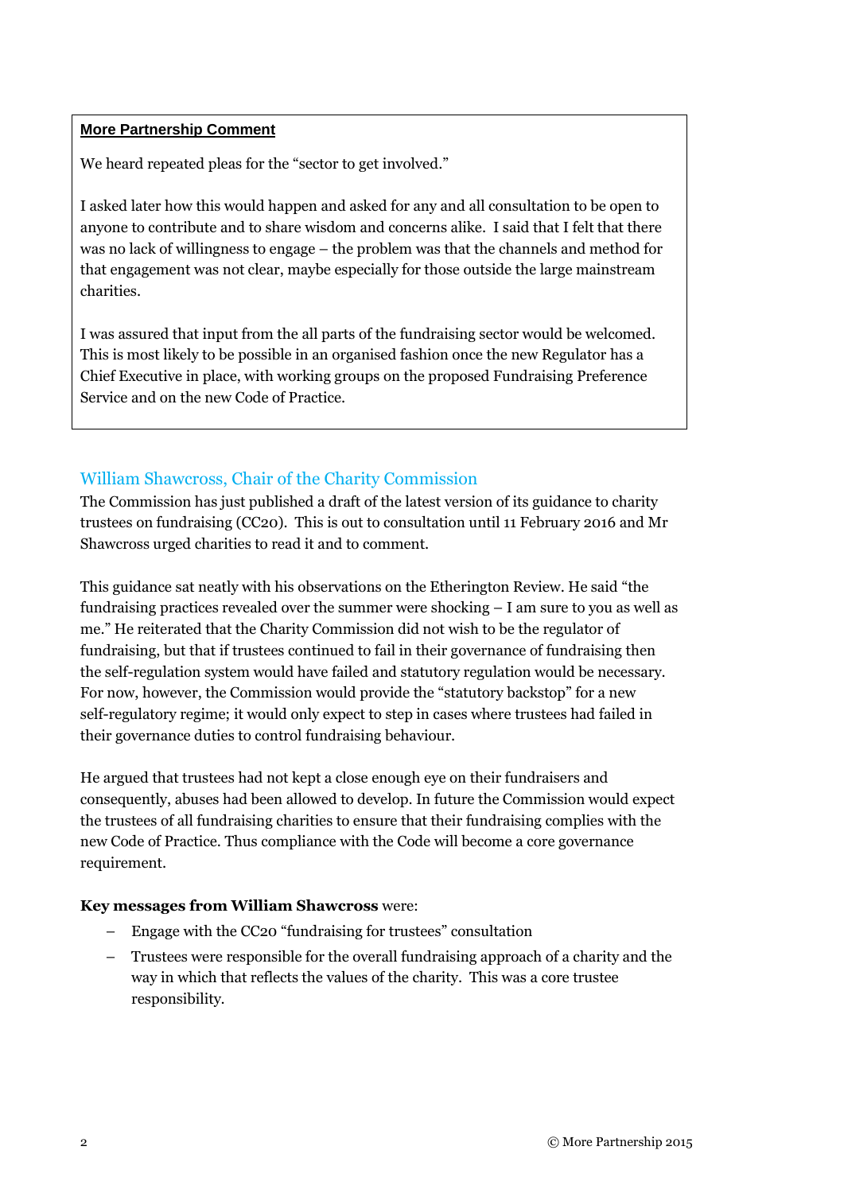**More Partnership Comment**

We heard repeated pleas for the "sector to get involved."

I asked later how this would happen and asked for any and all consultation to be open to anyone to contribute and to share wisdom and concerns alike. I said that I felt that there was no lack of willingness to engage – the problem was that the channels and method for that engagement was not clear, maybe especially for those outside the large mainstream charities.

I was assured that input from the all parts of the fundraising sector would be welcomed. This is most likely to be possible in an organised fashion once the new Regulator has a Chief Executive in place, with working groups on the proposed Fundraising Preference Service and on the new Code of Practice.

## William Shawcross, Chair of the Charity Commission

The Commission has just published a draft of the latest version of its guidance to charity trustees on fundraising (CC20). This is out to consultation until 11 February 2016 and Mr Shawcross urged charities to read it and to comment.

This guidance sat neatly with his observations on the Etherington Review. He said "the fundraising practices revealed over the summer were shocking – I am sure to you as well as me." He reiterated that the Charity Commission did not wish to be the regulator of fundraising, but that if trustees continued to fail in their governance of fundraising then the self-regulation system would have failed and statutory regulation would be necessary. For now, however, the Commission would provide the "statutory backstop" for a new self-regulatory regime; it would only expect to step in cases where trustees had failed in their governance duties to control fundraising behaviour.

He argued that trustees had not kept a close enough eye on their fundraisers and consequently, abuses had been allowed to develop. In future the Commission would expect the trustees of all fundraising charities to ensure that their fundraising complies with the new Code of Practice. Thus compliance with the Code will become a core governance requirement.

**Key messages from William Shawcross** were:

- Engage with the CC20 "fundraising for trustees" consultation
- Trustees were responsible for the overall fundraising approach of a charity and the way in which that reflects the values of the charity. This was a core trustee responsibility.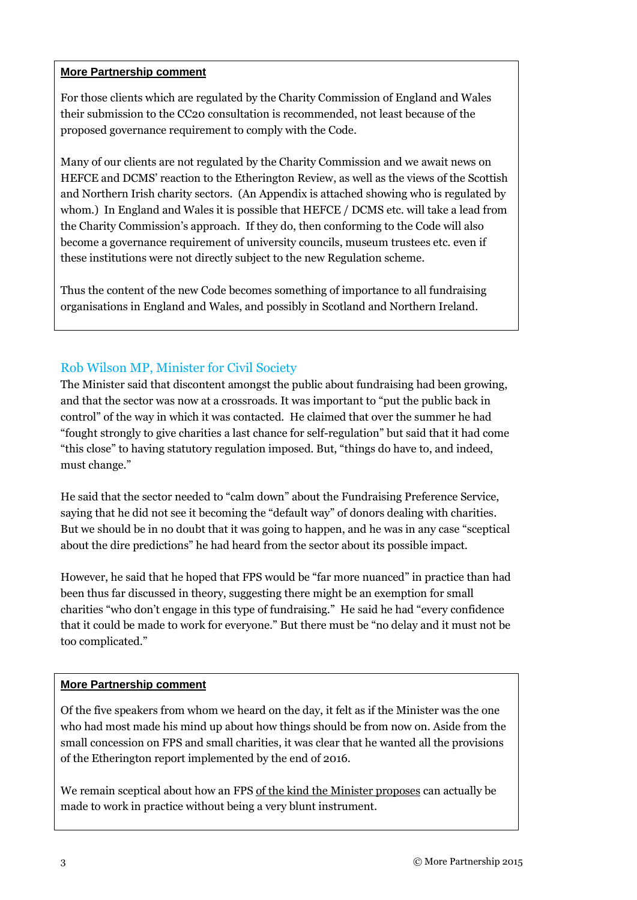**More Partnership comment**

For those clients which are regulated by the Charity Commission of England and Wales their submission to the CC20 consultation is recommended, not least because of the proposed governance requirement to comply with the Code.

Many of our clients are not regulated by the Charity Commission and we await news on HEFCE and DCMS' reaction to the Etherington Review, as well as the views of the Scottish and Northern Irish charity sectors. (An Appendix is attached showing who is regulated by whom.) In England and Wales it is possible that HEFCE / DCMS etc. will take a lead from the Charity Commission's approach. If they do, then conforming to the Code will also become a governance requirement of university councils, museum trustees etc. even if these institutions were not directly subject to the new Regulation scheme.

Thus the content of the new Code becomes something of importance to all fundraising organisations in England and Wales, and possibly in Scotland and Northern Ireland.

## Rob Wilson MP, Minister for Civil Society

The Minister said that discontent amongst the public about fundraising had been growing, and that the sector was now at a crossroads. It was important to "put the public back in control" of the way in which it was contacted. He claimed that over the summer he had "fought strongly to give charities a last chance for self-regulation" but said that it had come "this close" to having statutory regulation imposed. But, "things do have to, and indeed, must change."

He said that the sector needed to "calm down" about the Fundraising Preference Service, saying that he did not see it becoming the "default way" of donors dealing with charities. But we should be in no doubt that it was going to happen, and he was in any case "sceptical about the dire predictions" he had heard from the sector about its possible impact.

However, he said that he hoped that FPS would be "far more nuanced" in practice than had been thus far discussed in theory, suggesting there might be an exemption for small charities "who don't engage in this type of fundraising." He said he had "every confidence that it could be made to work for everyone." But there must be "no delay and it must not be too complicated."

**More Partnership comment**

Of the five speakers from whom we heard on the day, it felt as if the Minister was the one who had most made his mind up about how things should be from now on. Aside from the small concession on FPS and small charities, it was clear that he wanted all the provisions of the Etherington report implemented by the end of 2016.

We remain sceptical about how an FPS of the kind the Minister proposes can actually be made to work in practice without being a very blunt instrument.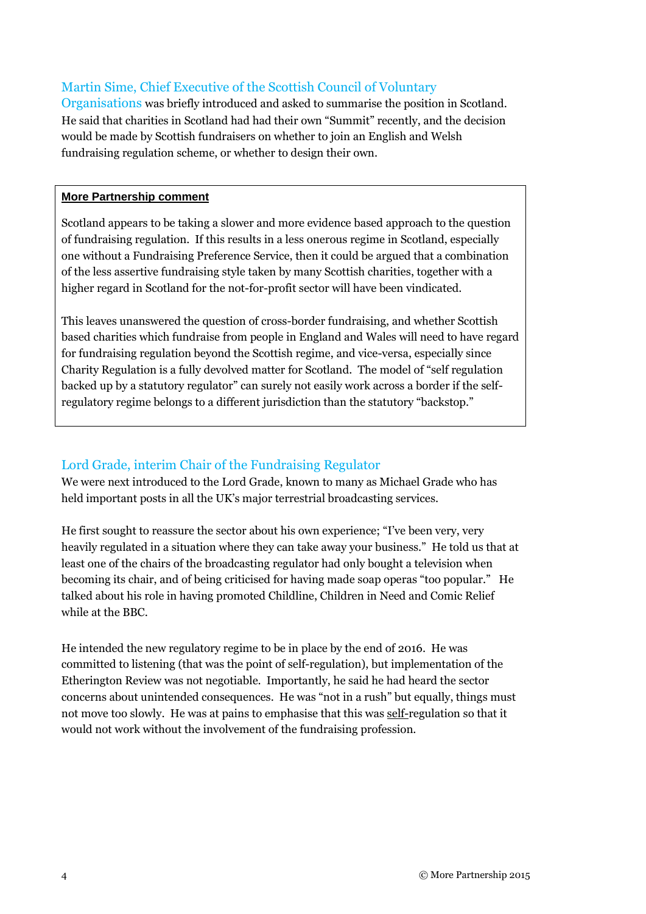### Martin Sime, Chief Executive of the Scottish Council of Voluntary Organisations

Martin Sime, Chief Executive of the Scottish Council of Voluntary Organisations was briefly introduced and asked to summarise the position in Scotland. He said that charities in Scotland had had their own "Summit" recently, and the decision would be made by Scottish fundraisers on whether to join an English and Welsh fundraising regulation scheme, or whether to design their own.

> **More Partnership comment**
>
> Scotland appears to be taking a slower and more evidence based approach to the question of fundraising regulation. If this results in a less onerous regime in Scotland, especially one without a Fundraising Preference Service, then it could be argued that a combination of the less assertive fundraising style taken by many Scottish charities, together with a higher regard in Scotland for the not-for-profit sector will have been vindicated.
>
> This leaves unanswered the question of cross-border fundraising, and whether Scottish based charities which fundraise from people in England and Wales will need to have regard for fundraising regulation beyond the Scottish regime, and vice-versa, especially since Charity Regulation is a fully devolved matter for Scotland. The model of "self regulation backed up by a statutory regulator" can surely not easily work across a border if the self-regulatory regime belongs to a different jurisdiction than the statutory "backstop."

### Lord Grade, interim Chair of the Fundraising Regulator

We were next introduced to the Lord Grade, known to many as Michael Grade who has held important posts in all the UK's major terrestrial broadcasting services.

He first sought to reassure the sector about his own experience; "I've been very, very heavily regulated in a situation where they can take away your business." He told us that at least one of the chairs of the broadcasting regulator had only bought a television when becoming its chair, and of being criticised for having made soap operas "too popular." He talked about his role in having promoted Childline, Children in Need and Comic Relief while at the BBC.

He intended the new regulatory regime to be in place by the end of 2016. He was committed to listening (that was the point of self-regulation), but implementation of the Etherington Review was not negotiable. Importantly, he said he had heard the sector concerns about unintended consequences. He was "not in a rush" but equally, things must not move too slowly. He was at pains to emphasise that this was <u>self-</u>regulation so that it would not work without the involvement of the fundraising profession.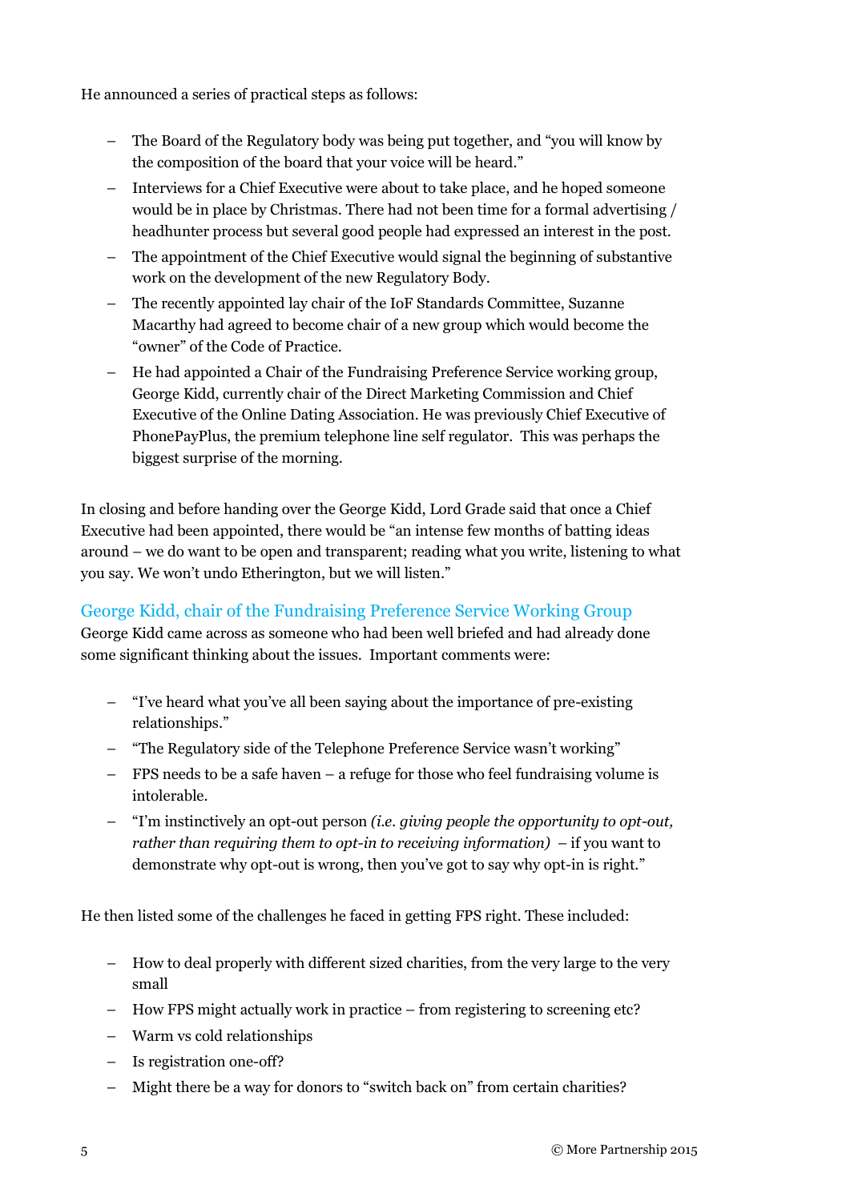He announced a series of practical steps as follows:

- The Board of the Regulatory body was being put together, and "you will know by the composition of the board that your voice will be heard."
- Interviews for a Chief Executive were about to take place, and he hoped someone would be in place by Christmas. There had not been time for a formal advertising / headhunter process but several good people had expressed an interest in the post.
- The appointment of the Chief Executive would signal the beginning of substantive work on the development of the new Regulatory Body.
- The recently appointed lay chair of the IoF Standards Committee, Suzanne Macarthy had agreed to become chair of a new group which would become the "owner" of the Code of Practice.
- He had appointed a Chair of the Fundraising Preference Service working group, George Kidd, currently chair of the Direct Marketing Commission and Chief Executive of the Online Dating Association. He was previously Chief Executive of PhonePayPlus, the premium telephone line self regulator. This was perhaps the biggest surprise of the morning.

In closing and before handing over the George Kidd, Lord Grade said that once a Chief Executive had been appointed, there would be "an intense few months of batting ideas around – we do want to be open and transparent; reading what you write, listening to what you say. We won't undo Etherington, but we will listen."

## George Kidd, chair of the Fundraising Preference Service Working Group

George Kidd came across as someone who had been well briefed and had already done some significant thinking about the issues. Important comments were:

- "I've heard what you've all been saying about the importance of pre-existing relationships."
- "The Regulatory side of the Telephone Preference Service wasn't working"
- FPS needs to be a safe haven – a refuge for those who feel fundraising volume is intolerable.
- "I'm instinctively an opt-out person *(i.e. giving people the opportunity to opt-out, rather than requiring them to opt-in to receiving information)* – if you want to demonstrate why opt-out is wrong, then you've got to say why opt-in is right."

He then listed some of the challenges he faced in getting FPS right. These included:

- How to deal properly with different sized charities, from the very large to the very small
- How FPS might actually work in practice – from registering to screening etc?
- Warm vs cold relationships
- Is registration one-off?
- Might there be a way for donors to "switch back on" from certain charities?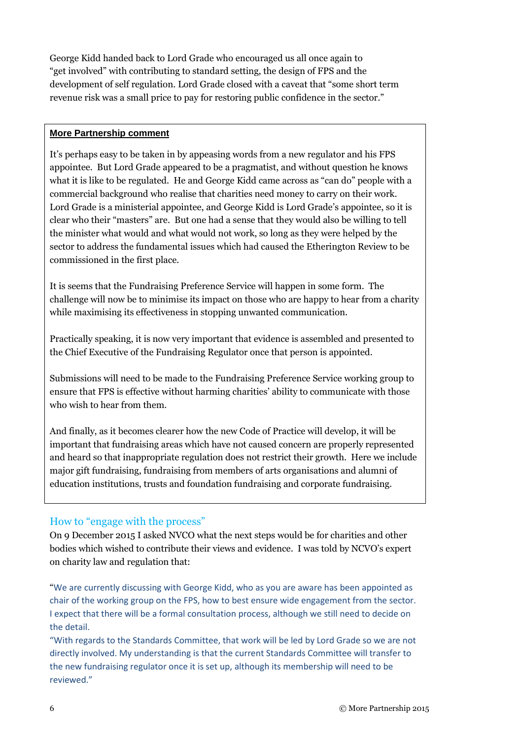George Kidd handed back to Lord Grade who encouraged us all once again to "get involved" with contributing to standard setting, the design of FPS and the development of self regulation. Lord Grade closed with a caveat that "some short term revenue risk was a small price to pay for restoring public confidence in the sector."

**More Partnership comment**

It's perhaps easy to be taken in by appeasing words from a new regulator and his FPS appointee. But Lord Grade appeared to be a pragmatist, and without question he knows what it is like to be regulated. He and George Kidd came across as "can do" people with a commercial background who realise that charities need money to carry on their work. Lord Grade is a ministerial appointee, and George Kidd is Lord Grade's appointee, so it is clear who their "masters" are. But one had a sense that they would also be willing to tell the minister what would and what would not work, so long as they were helped by the sector to address the fundamental issues which had caused the Etherington Review to be commissioned in the first place.

It is seems that the Fundraising Preference Service will happen in some form. The challenge will now be to minimise its impact on those who are happy to hear from a charity while maximising its effectiveness in stopping unwanted communication.

Practically speaking, it is now very important that evidence is assembled and presented to the Chief Executive of the Fundraising Regulator once that person is appointed.

Submissions will need to be made to the Fundraising Preference Service working group to ensure that FPS is effective without harming charities' ability to communicate with those who wish to hear from them.

And finally, as it becomes clearer how the new Code of Practice will develop, it will be important that fundraising areas which have not caused concern are properly represented and heard so that inappropriate regulation does not restrict their growth. Here we include major gift fundraising, fundraising from members of arts organisations and alumni of education institutions, trusts and foundation fundraising and corporate fundraising.

## How to "engage with the process"

On 9 December 2015 I asked NVCO what the next steps would be for charities and other bodies which wished to contribute their views and evidence. I was told by NCVO's expert on charity law and regulation that:

"We are currently discussing with George Kidd, who as you are aware has been appointed as chair of the working group on the FPS, how to best ensure wide engagement from the sector. I expect that there will be a formal consultation process, although we still need to decide on the detail.

"With regards to the Standards Committee, that work will be led by Lord Grade so we are not directly involved. My understanding is that the current Standards Committee will transfer to the new fundraising regulator once it is set up, although its membership will need to be reviewed."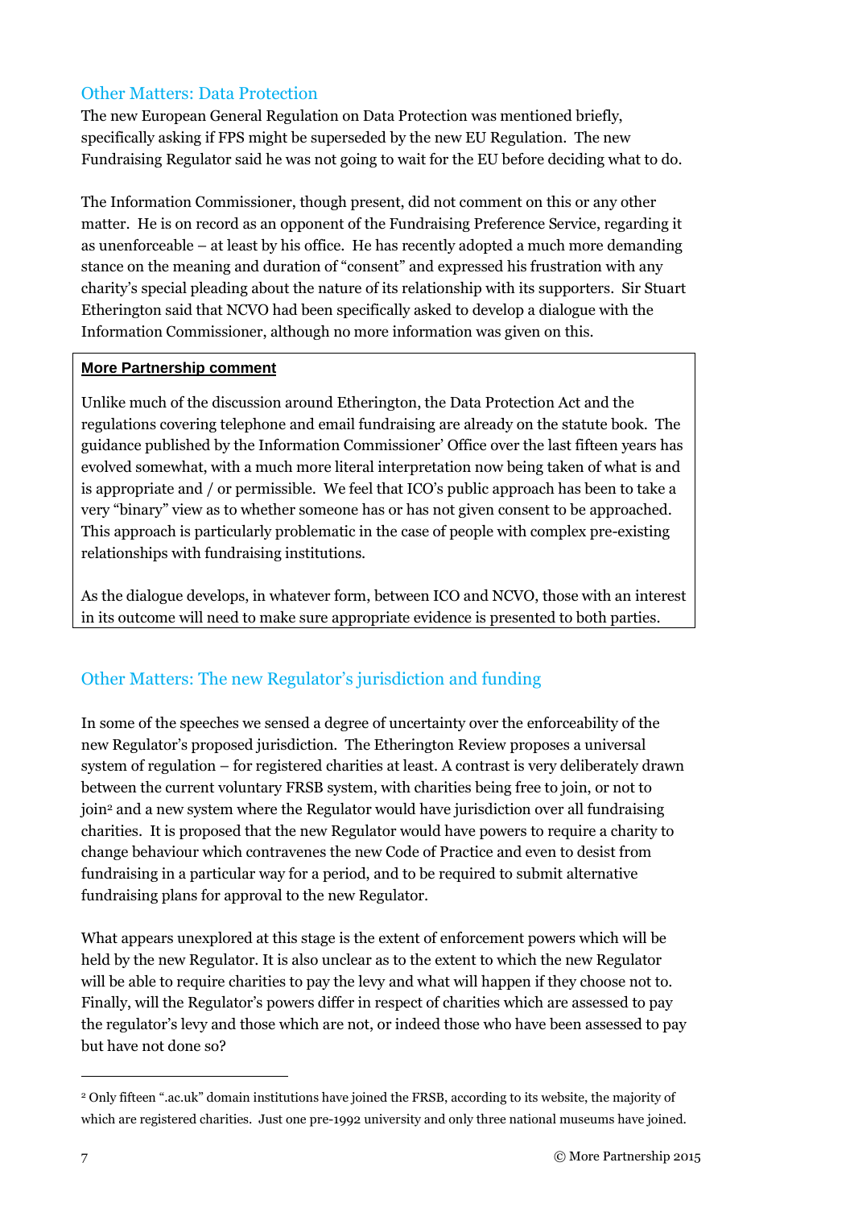## Other Matters: Data Protection

The new European General Regulation on Data Protection was mentioned briefly, specifically asking if FPS might be superseded by the new EU Regulation. The new Fundraising Regulator said he was not going to wait for the EU before deciding what to do.

The Information Commissioner, though present, did not comment on this or any other matter. He is on record as an opponent of the Fundraising Preference Service, regarding it as unenforceable – at least by his office. He has recently adopted a much more demanding stance on the meaning and duration of "consent" and expressed his frustration with any charity's special pleading about the nature of its relationship with its supporters. Sir Stuart Etherington said that NCVO had been specifically asked to develop a dialogue with the Information Commissioner, although no more information was given on this.

> **More Partnership comment**
>
> Unlike much of the discussion around Etherington, the Data Protection Act and the regulations covering telephone and email fundraising are already on the statute book. The guidance published by the Information Commissioner' Office over the last fifteen years has evolved somewhat, with a much more literal interpretation now being taken of what is and is appropriate and / or permissible. We feel that ICO's public approach has been to take a very "binary" view as to whether someone has or has not given consent to be approached. This approach is particularly problematic in the case of people with complex pre-existing relationships with fundraising institutions.
>
> As the dialogue develops, in whatever form, between ICO and NCVO, those with an interest in its outcome will need to make sure appropriate evidence is presented to both parties.

## Other Matters: The new Regulator's jurisdiction and funding

In some of the speeches we sensed a degree of uncertainty over the enforceability of the new Regulator's proposed jurisdiction. The Etherington Review proposes a universal system of regulation – for registered charities at least. A contrast is very deliberately drawn between the current voluntary FRSB system, with charities being free to join, or not to join[2] and a new system where the Regulator would have jurisdiction over all fundraising charities. It is proposed that the new Regulator would have powers to require a charity to change behaviour which contravenes the new Code of Practice and even to desist from fundraising in a particular way for a period, and to be required to submit alternative fundraising plans for approval to the new Regulator.

What appears unexplored at this stage is the extent of enforcement powers which will be held by the new Regulator. It is also unclear as to the extent to which the new Regulator will be able to require charities to pay the levy and what will happen if they choose not to. Finally, will the Regulator's powers differ in respect of charities which are assessed to pay the regulator's levy and those which are not, or indeed those who have been assessed to pay but have not done so?

[2] Only fifteen ".ac.uk" domain institutions have joined the FRSB, according to its website, the majority of which are registered charities. Just one pre-1992 university and only three national museums have joined.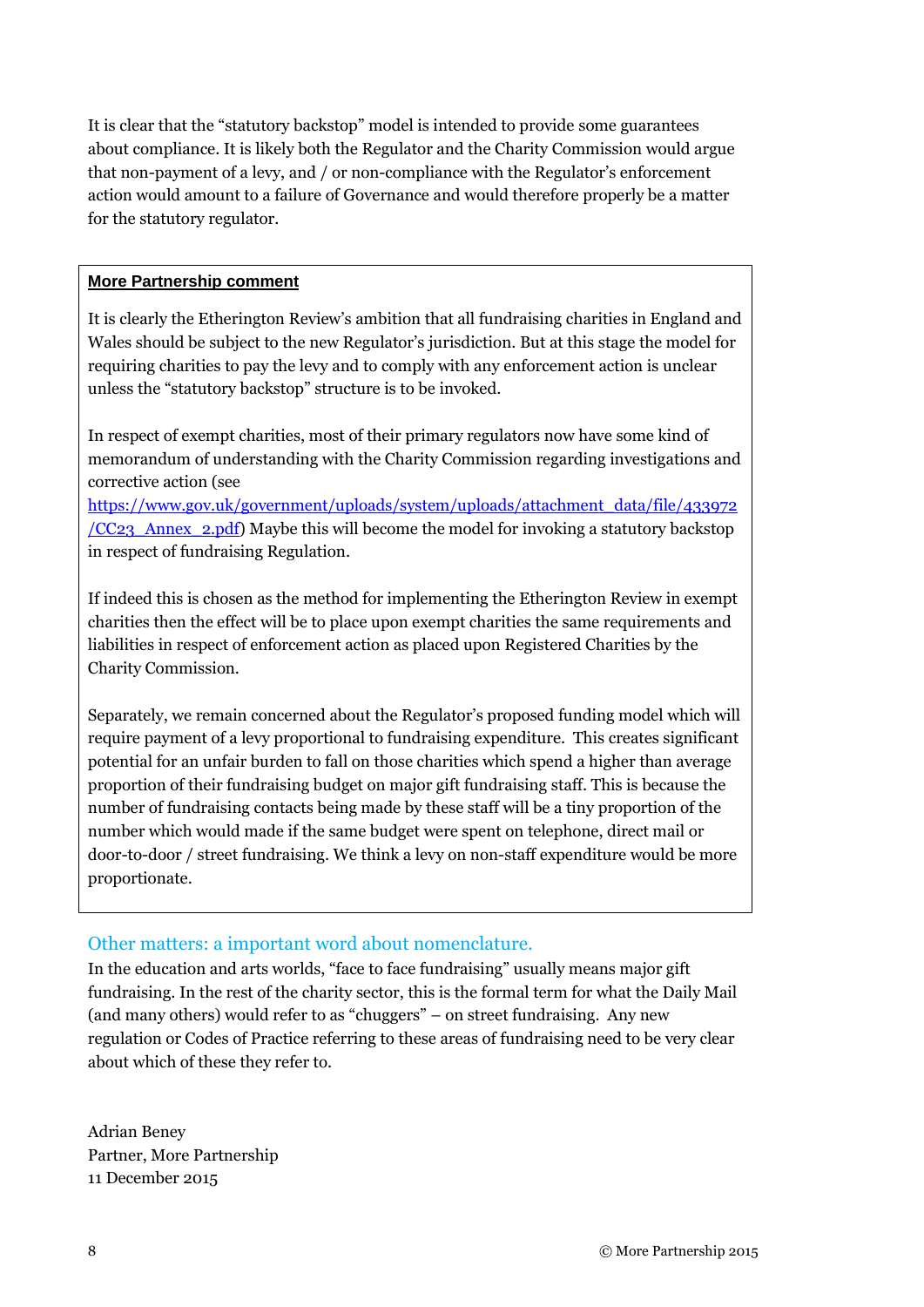It is clear that the "statutory backstop" model is intended to provide some guarantees about compliance. It is likely both the Regulator and the Charity Commission would argue that non-payment of a levy, and / or non-compliance with the Regulator's enforcement action would amount to a failure of Governance and would therefore properly be a matter for the statutory regulator.

**More Partnership comment**

It is clearly the Etherington Review's ambition that all fundraising charities in England and Wales should be subject to the new Regulator's jurisdiction. But at this stage the model for requiring charities to pay the levy and to comply with any enforcement action is unclear unless the "statutory backstop" structure is to be invoked.

In respect of exempt charities, most of their primary regulators now have some kind of memorandum of understanding with the Charity Commission regarding investigations and corrective action (see https://www.gov.uk/government/uploads/system/uploads/attachment_data/file/433972/CC23_Annex_2.pdf) Maybe this will become the model for invoking a statutory backstop in respect of fundraising Regulation.

If indeed this is chosen as the method for implementing the Etherington Review in exempt charities then the effect will be to place upon exempt charities the same requirements and liabilities in respect of enforcement action as placed upon Registered Charities by the Charity Commission.

Separately, we remain concerned about the Regulator's proposed funding model which will require payment of a levy proportional to fundraising expenditure. This creates significant potential for an unfair burden to fall on those charities which spend a higher than average proportion of their fundraising budget on major gift fundraising staff. This is because the number of fundraising contacts being made by these staff will be a tiny proportion of the number which would made if the same budget were spent on telephone, direct mail or door-to-door / street fundraising. We think a levy on non-staff expenditure would be more proportionate.

## Other matters: a important word about nomenclature.

In the education and arts worlds, "face to face fundraising" usually means major gift fundraising. In the rest of the charity sector, this is the formal term for what the Daily Mail (and many others) would refer to as "chuggers" – on street fundraising. Any new regulation or Codes of Practice referring to these areas of fundraising need to be very clear about which of these they refer to.

Adrian Beney
Partner, More Partnership
11 December 2015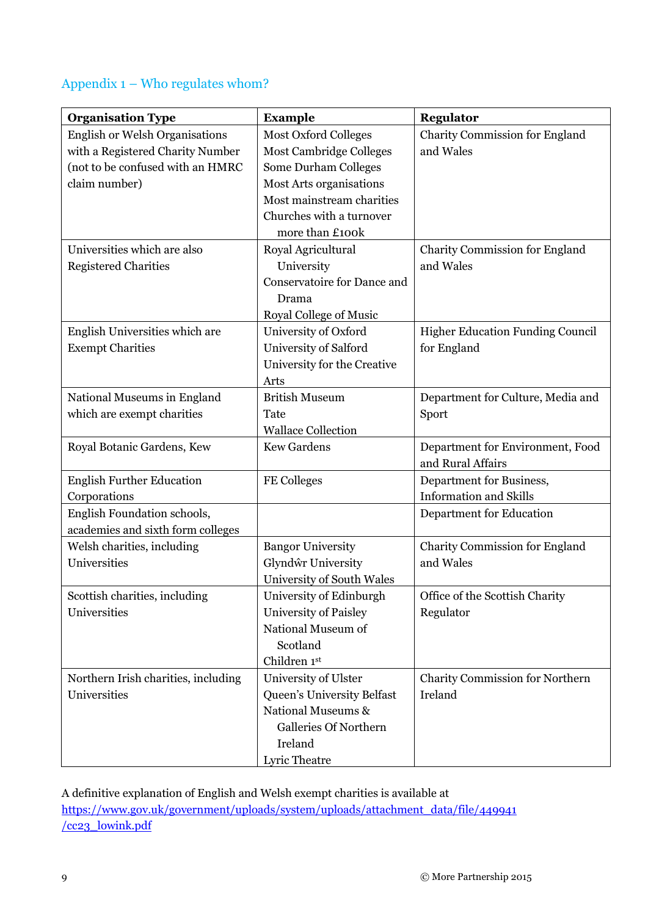## Appendix 1 – Who regulates whom?

| Organisation Type | Example | Regulator |
|---|---|---|
| English or Welsh Organisations with a Registered Charity Number (not to be confused with an HMRC claim number) | Most Oxford Colleges<br>Most Cambridge Colleges<br>Some Durham Colleges<br>Most Arts organisations<br>Most mainstream charities<br>Churches with a turnover more than £100k | Charity Commission for England and Wales |
| Universities which are also Registered Charities | Royal Agricultural University<br>Conservatoire for Dance and Drama<br>Royal College of Music | Charity Commission for England and Wales |
| English Universities which are Exempt Charities | University of Oxford<br>University of Salford<br>University for the Creative Arts | Higher Education Funding Council for England |
| National Museums in England which are exempt charities | British Museum<br>Tate<br>Wallace Collection | Department for Culture, Media and Sport |
| Royal Botanic Gardens, Kew | Kew Gardens | Department for Environment, Food and Rural Affairs |
| English Further Education Corporations | FE Colleges | Department for Business, Information and Skills |
| English Foundation schools, academies and sixth form colleges | | Department for Education |
| Welsh charities, including Universities | Bangor University<br>Glyndŵr University<br>University of South Wales | Charity Commission for England and Wales |
| Scottish charities, including Universities | University of Edinburgh<br>University of Paisley<br>National Museum of Scotland<br>Children 1st | Office of the Scottish Charity Regulator |
| Northern Irish charities, including Universities | University of Ulster<br>Queen's University Belfast<br>National Museums & Galleries Of Northern Ireland<br>Lyric Theatre | Charity Commission for Northern Ireland |

A definitive explanation of English and Welsh exempt charities is available at https://www.gov.uk/government/uploads/system/uploads/attachment_data/file/449941/cc23_lowink.pdf

© More Partnership 2015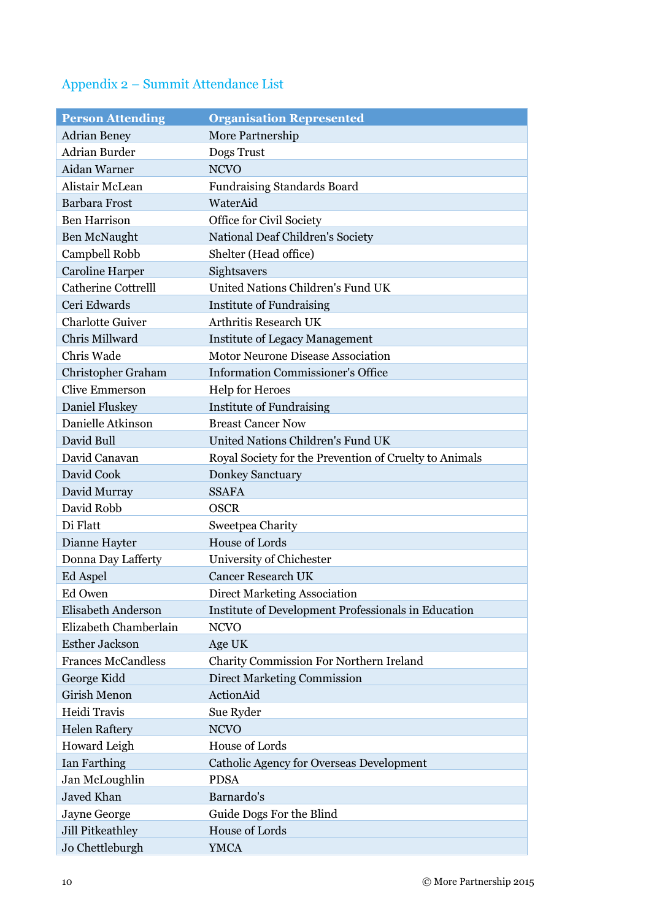## Appendix 2 – Summit Attendance List

| Person Attending | Organisation Represented |
|---|---|
| Adrian Beney | More Partnership |
| Adrian Burder | Dogs Trust |
| Aidan Warner | NCVO |
| Alistair McLean | Fundraising Standards Board |
| Barbara Frost | WaterAid |
| Ben Harrison | Office for Civil Society |
| Ben McNaught | National Deaf Children's Society |
| Campbell Robb | Shelter (Head office) |
| Caroline Harper | Sightsavers |
| Catherine Cottrelll | United Nations Children's Fund UK |
| Ceri Edwards | Institute of Fundraising |
| Charlotte Guiver | Arthritis Research UK |
| Chris Millward | Institute of Legacy Management |
| Chris Wade | Motor Neurone Disease Association |
| Christopher Graham | Information Commissioner's Office |
| Clive Emmerson | Help for Heroes |
| Daniel Fluskey | Institute of Fundraising |
| Danielle Atkinson | Breast Cancer Now |
| David Bull | United Nations Children's Fund UK |
| David Canavan | Royal Society for the Prevention of Cruelty to Animals |
| David Cook | Donkey Sanctuary |
| David Murray | SSAFA |
| David Robb | OSCR |
| Di Flatt | Sweetpea Charity |
| Dianne Hayter | House of Lords |
| Donna Day Lafferty | University of Chichester |
| Ed Aspel | Cancer Research UK |
| Ed Owen | Direct Marketing Association |
| Elisabeth Anderson | Institute of Development Professionals in Education |
| Elizabeth Chamberlain | NCVO |
| Esther Jackson | Age UK |
| Frances McCandless | Charity Commission For Northern Ireland |
| George Kidd | Direct Marketing Commission |
| Girish Menon | ActionAid |
| Heidi Travis | Sue Ryder |
| Helen Raftery | NCVO |
| Howard Leigh | House of Lords |
| Ian Farthing | Catholic Agency for Overseas Development |
| Jan McLoughlin | PDSA |
| Javed Khan | Barnardo's |
| Jayne George | Guide Dogs For the Blind |
| Jill Pitkeathley | House of Lords |
| Jo Chettleburgh | YMCA |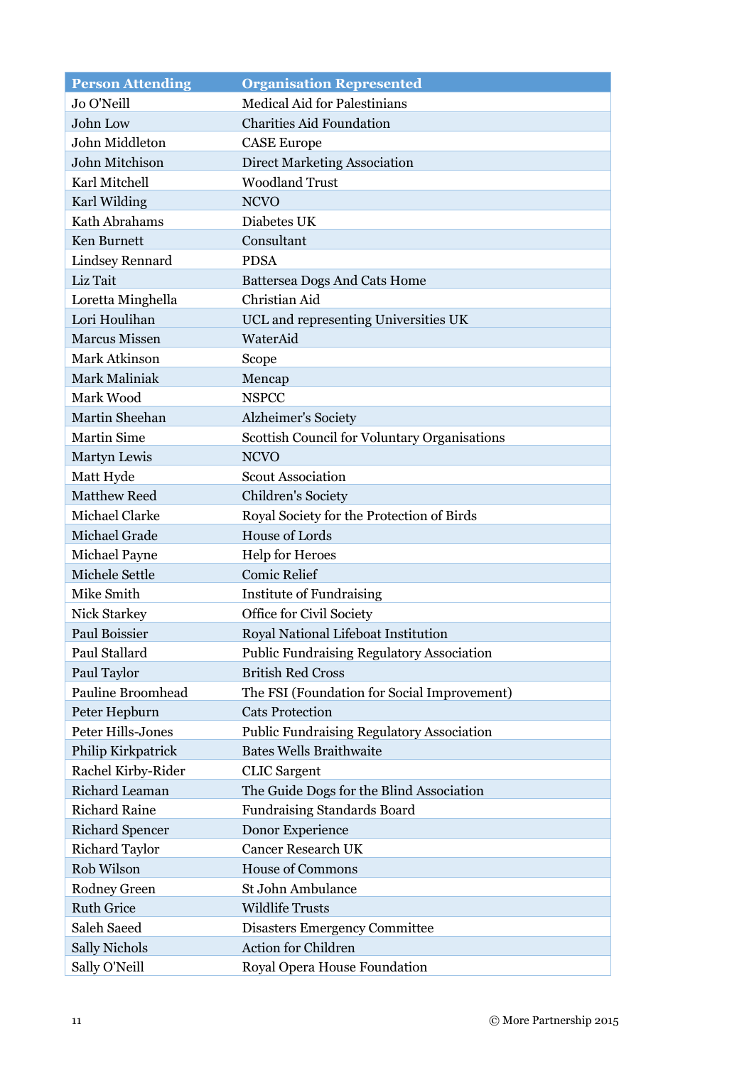| Person Attending | Organisation Represented |
| --- | --- |
| Jo O'Neill | Medical Aid for Palestinians |
| John Low | Charities Aid Foundation |
| John Middleton | CASE Europe |
| John Mitchison | Direct Marketing Association |
| Karl Mitchell | Woodland Trust |
| Karl Wilding | NCVO |
| Kath Abrahams | Diabetes UK |
| Ken Burnett | Consultant |
| Lindsey Rennard | PDSA |
| Liz Tait | Battersea Dogs And Cats Home |
| Loretta Minghella | Christian Aid |
| Lori Houlihan | UCL and representing Universities UK |
| Marcus Missen | WaterAid |
| Mark Atkinson | Scope |
| Mark Maliniak | Mencap |
| Mark Wood | NSPCC |
| Martin Sheehan | Alzheimer's Society |
| Martin Sime | Scottish Council for Voluntary Organisations |
| Martyn Lewis | NCVO |
| Matt Hyde | Scout Association |
| Matthew Reed | Children's Society |
| Michael Clarke | Royal Society for the Protection of Birds |
| Michael Grade | House of Lords |
| Michael Payne | Help for Heroes |
| Michele Settle | Comic Relief |
| Mike Smith | Institute of Fundraising |
| Nick Starkey | Office for Civil Society |
| Paul Boissier | Royal National Lifeboat Institution |
| Paul Stallard | Public Fundraising Regulatory Association |
| Paul Taylor | British Red Cross |
| Pauline Broomhead | The FSI (Foundation for Social Improvement) |
| Peter Hepburn | Cats Protection |
| Peter Hills-Jones | Public Fundraising Regulatory Association |
| Philip Kirkpatrick | Bates Wells Braithwaite |
| Rachel Kirby-Rider | CLIC Sargent |
| Richard Leaman | The Guide Dogs for the Blind Association |
| Richard Raine | Fundraising Standards Board |
| Richard Spencer | Donor Experience |
| Richard Taylor | Cancer Research UK |
| Rob Wilson | House of Commons |
| Rodney Green | St John Ambulance |
| Ruth Grice | Wildlife Trusts |
| Saleh Saeed | Disasters Emergency Committee |
| Sally Nichols | Action for Children |
| Sally O'Neill | Royal Opera House Foundation |

© More Partnership 2015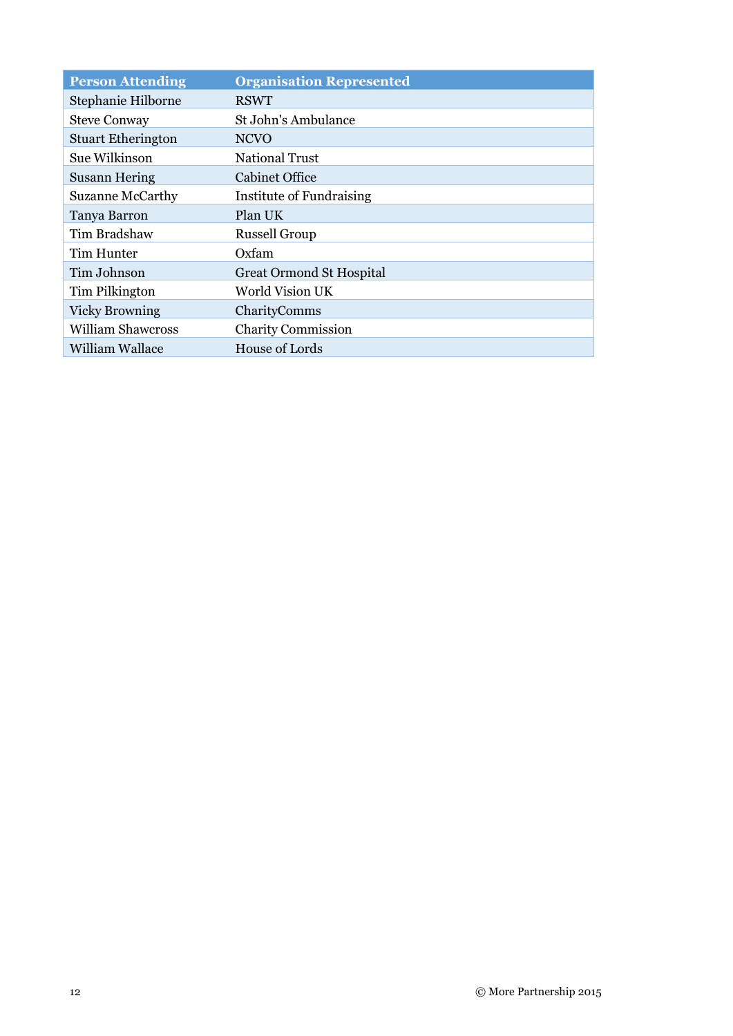| Person Attending | Organisation Represented |
|---|---|
| Stephanie Hilborne | RSWT |
| Steve Conway | St John's Ambulance |
| Stuart Etherington | NCVO |
| Sue Wilkinson | National Trust |
| Susann Hering | Cabinet Office |
| Suzanne McCarthy | Institute of Fundraising |
| Tanya Barron | Plan UK |
| Tim Bradshaw | Russell Group |
| Tim Hunter | Oxfam |
| Tim Johnson | Great Ormond St Hospital |
| Tim Pilkington | World Vision UK |
| Vicky Browning | CharityComms |
| William Shawcross | Charity Commission |
| William Wallace | House of Lords |